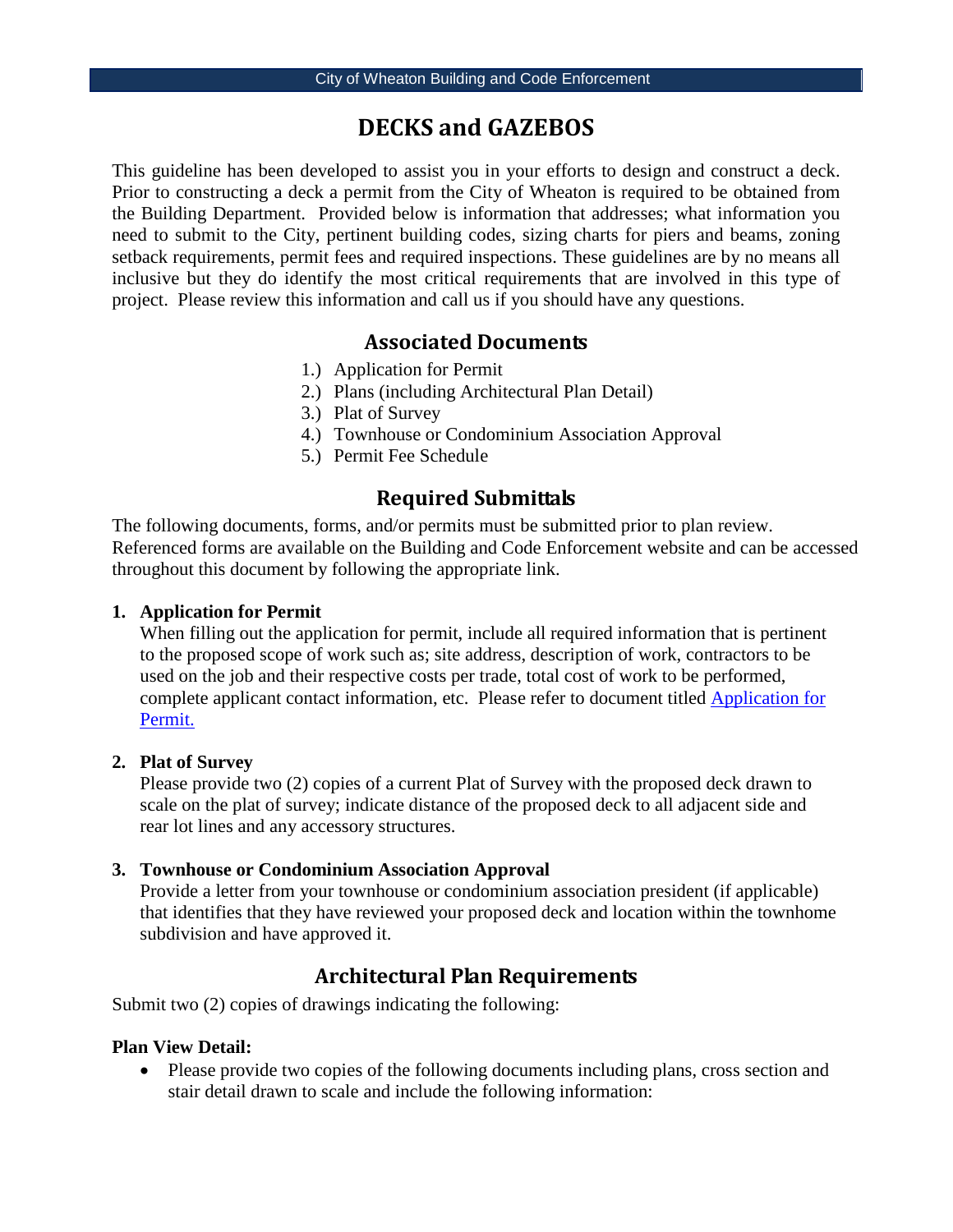# DECKS and GAZEBOS

This guideline has been developed to assist you in your efforts to design and construct a deck. Prior to constructing a deck a permit from the City of Wheaton is required to be obtained from the Building Department. Provided below is information that addresses; what information you need to submit to the City, pertinent building codes, sizing charts for piers and beams, zoning setback requirements, permit fees and required inspections. These guidelines are by no means all inclusive but they do identify the most critical requirements that are involved in this type of project. Please review this information and call us if you should have any questions.

## Associated Documents

1.) Application for Permit
2.) Plans (including Architectural Plan Detail)
3.) Plat of Survey
4.) Townhouse or Condominium Association Approval
5.) Permit Fee Schedule

## Required Submittals

The following documents, forms, and/or permits must be submitted prior to plan review. Referenced forms are available on the Building and Code Enforcement website and can be accessed throughout this document by following the appropriate link.

1. **Application for Permit**
   When filling out the application for permit, include all required information that is pertinent to the proposed scope of work such as; site address, description of work, contractors to be used on the job and their respective costs per trade, total cost of work to be performed, complete applicant contact information, etc. Please refer to document titled Application for Permit.

2. **Plat of Survey**
   Please provide two (2) copies of a current Plat of Survey with the proposed deck drawn to scale on the plat of survey; indicate distance of the proposed deck to all adjacent side and rear lot lines and any accessory structures.

3. **Townhouse or Condominium Association Approval**
   Provide a letter from your townhouse or condominium association president (if applicable) that identifies that they have reviewed your proposed deck and location within the townhome subdivision and have approved it.

## Architectural Plan Requirements

Submit two (2) copies of drawings indicating the following:

**Plan View Detail:**

- Please provide two copies of the following documents including plans, cross section and stair detail drawn to scale and include the following information: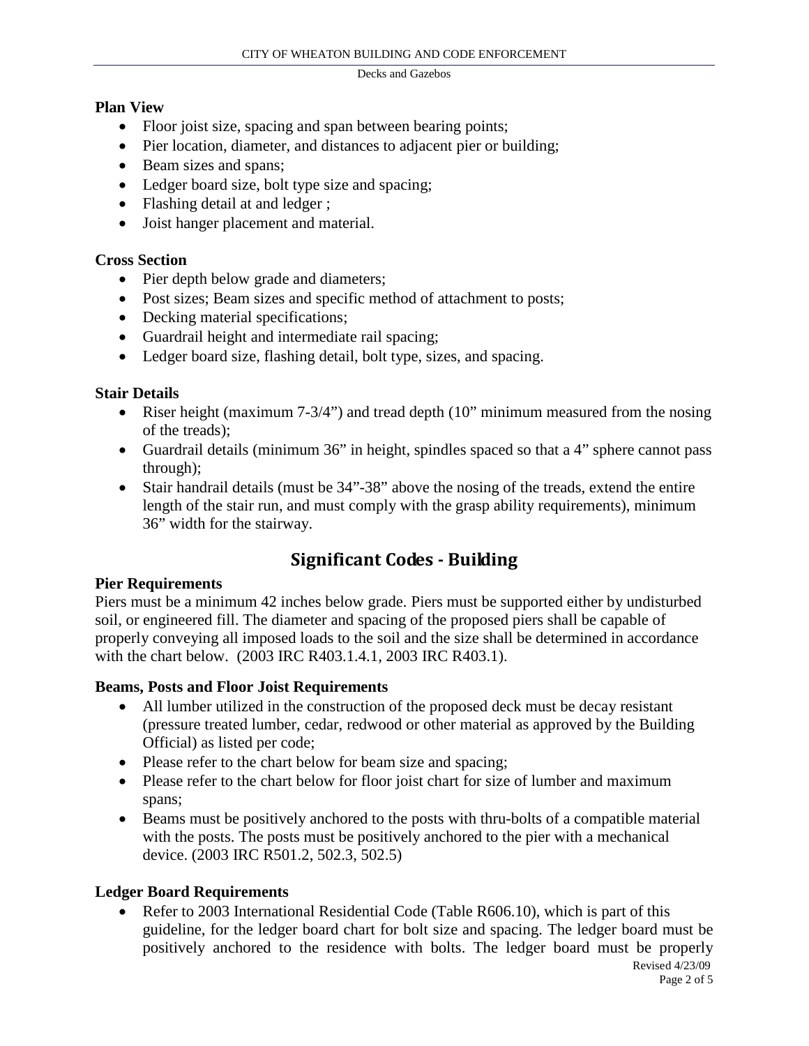### Plan View

- Floor joist size, spacing and span between bearing points;
- Pier location, diameter, and distances to adjacent pier or building;
- Beam sizes and spans;
- Ledger board size, bolt type size and spacing;
- Flashing detail at and ledger ;
- Joist hanger placement and material.

### Cross Section

- Pier depth below grade and diameters;
- Post sizes; Beam sizes and specific method of attachment to posts;
- Decking material specifications;
- Guardrail height and intermediate rail spacing;
- Ledger board size, flashing detail, bolt type, sizes, and spacing.

### Stair Details

- Riser height (maximum 7-3/4") and tread depth (10" minimum measured from the nosing of the treads);
- Guardrail details (minimum 36" in height, spindles spaced so that a 4" sphere cannot pass through);
- Stair handrail details (must be 34"-38" above the nosing of the treads, extend the entire length of the stair run, and must comply with the grasp ability requirements), minimum 36" width for the stairway.

## Significant Codes - Building

### Pier Requirements

Piers must be a minimum 42 inches below grade. Piers must be supported either by undisturbed soil, or engineered fill. The diameter and spacing of the proposed piers shall be capable of properly conveying all imposed loads to the soil and the size shall be determined in accordance with the chart below. (2003 IRC R403.1.4.1, 2003 IRC R403.1).

### Beams, Posts and Floor Joist Requirements

- All lumber utilized in the construction of the proposed deck must be decay resistant (pressure treated lumber, cedar, redwood or other material as approved by the Building Official) as listed per code;
- Please refer to the chart below for beam size and spacing;
- Please refer to the chart below for floor joist chart for size of lumber and maximum spans;
- Beams must be positively anchored to the posts with thru-bolts of a compatible material with the posts. The posts must be positively anchored to the pier with a mechanical device. (2003 IRC R501.2, 502.3, 502.5)

### Ledger Board Requirements

- Refer to 2003 International Residential Code (Table R606.10), which is part of this guideline, for the ledger board chart for bolt size and spacing. The ledger board must be positively anchored to the residence with bolts. The ledger board must be properly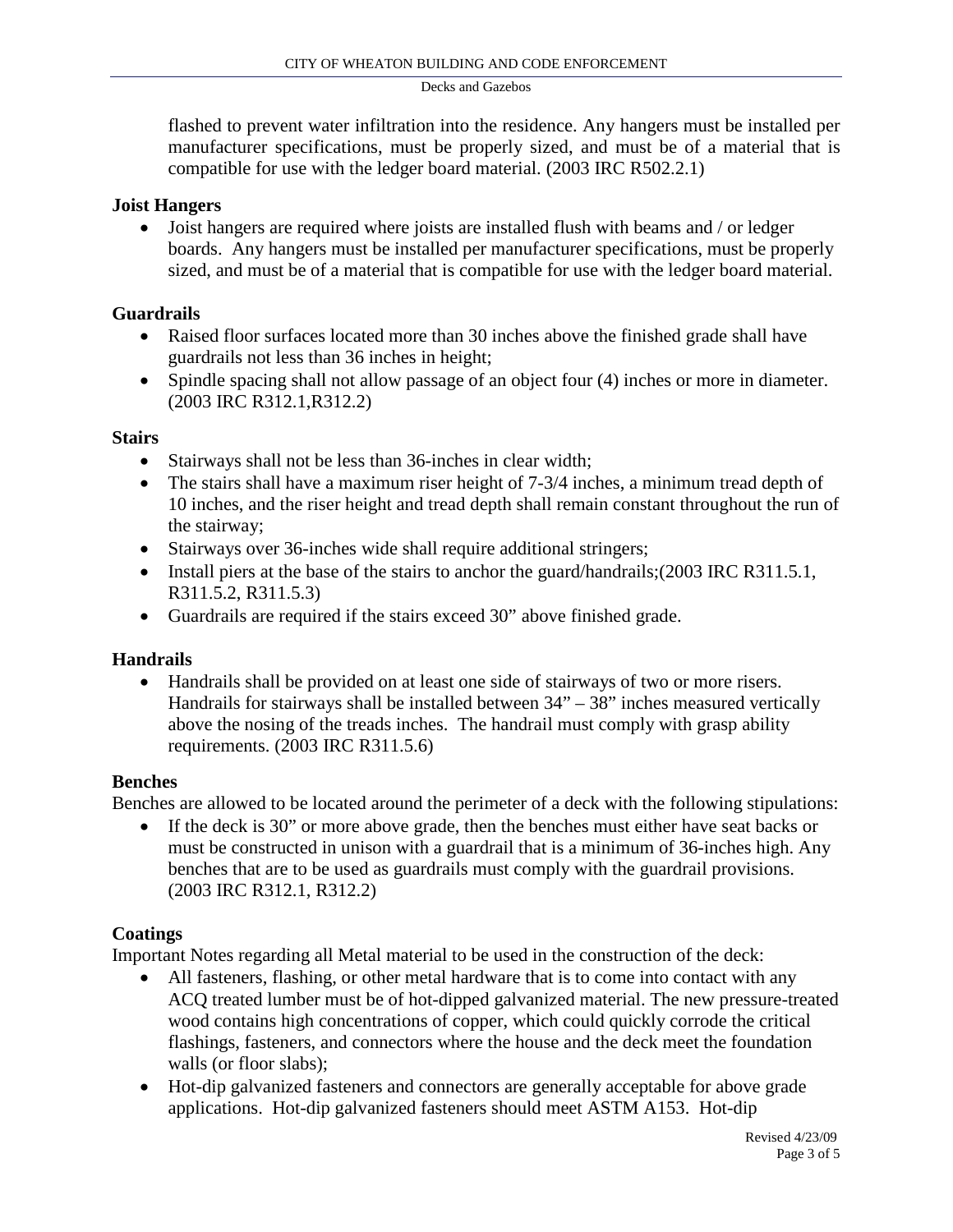flashed to prevent water infiltration into the residence. Any hangers must be installed per manufacturer specifications, must be properly sized, and must be of a material that is compatible for use with the ledger board material. (2003 IRC R502.2.1)

### Joist Hangers

- Joist hangers are required where joists are installed flush with beams and / or ledger boards. Any hangers must be installed per manufacturer specifications, must be properly sized, and must be of a material that is compatible for use with the ledger board material.

### Guardrails

- Raised floor surfaces located more than 30 inches above the finished grade shall have guardrails not less than 36 inches in height;
- Spindle spacing shall not allow passage of an object four (4) inches or more in diameter. (2003 IRC R312.1,R312.2)

### Stairs

- Stairways shall not be less than 36-inches in clear width;
- The stairs shall have a maximum riser height of 7-3/4 inches, a minimum tread depth of 10 inches, and the riser height and tread depth shall remain constant throughout the run of the stairway;
- Stairways over 36-inches wide shall require additional stringers;
- Install piers at the base of the stairs to anchor the guard/handrails;(2003 IRC R311.5.1, R311.5.2, R311.5.3)
- Guardrails are required if the stairs exceed 30" above finished grade.

### Handrails

- Handrails shall be provided on at least one side of stairways of two or more risers. Handrails for stairways shall be installed between 34" – 38" inches measured vertically above the nosing of the treads inches. The handrail must comply with grasp ability requirements. (2003 IRC R311.5.6)

### Benches

Benches are allowed to be located around the perimeter of a deck with the following stipulations:

- If the deck is 30" or more above grade, then the benches must either have seat backs or must be constructed in unison with a guardrail that is a minimum of 36-inches high. Any benches that are to be used as guardrails must comply with the guardrail provisions. (2003 IRC R312.1, R312.2)

### Coatings

Important Notes regarding all Metal material to be used in the construction of the deck:

- All fasteners, flashing, or other metal hardware that is to come into contact with any ACQ treated lumber must be of hot-dipped galvanized material. The new pressure-treated wood contains high concentrations of copper, which could quickly corrode the critical flashings, fasteners, and connectors where the house and the deck meet the foundation walls (or floor slabs);
- Hot-dip galvanized fasteners and connectors are generally acceptable for above grade applications. Hot-dip galvanized fasteners should meet ASTM A153. Hot-dip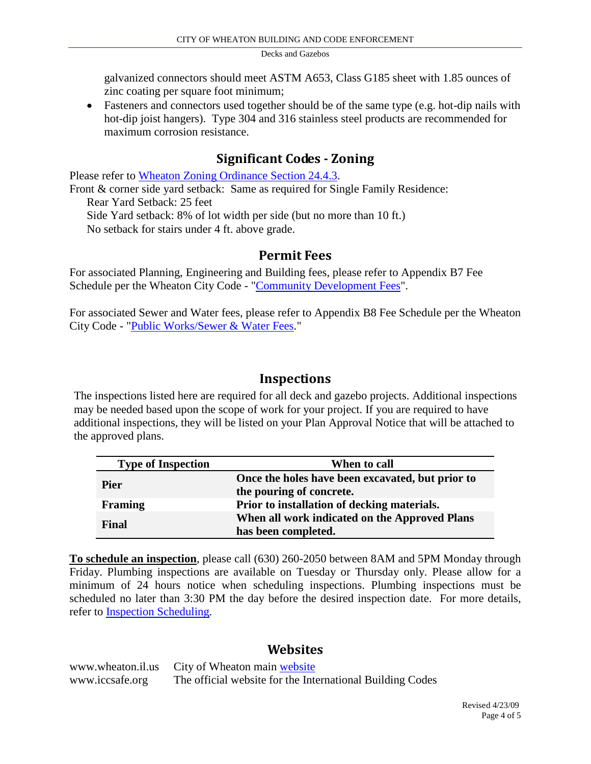galvanized connectors should meet ASTM A653, Class G185 sheet with 1.85 ounces of zinc coating per square foot minimum;

- Fasteners and connectors used together should be of the same type (e.g. hot-dip nails with hot-dip joist hangers). Type 304 and 316 stainless steel products are recommended for maximum corrosion resistance.

## Significant Codes - Zoning

Please refer to Wheaton Zoning Ordinance Section 24.4.3.

Front & corner side yard setback: Same as required for Single Family Residence:

Rear Yard Setback: 25 feet

Side Yard setback: 8% of lot width per side (but no more than 10 ft.)

No setback for stairs under 4 ft. above grade.

## Permit Fees

For associated Planning, Engineering and Building fees, please refer to Appendix B7 Fee Schedule per the Wheaton City Code - "Community Development Fees".

For associated Sewer and Water fees, please refer to Appendix B8 Fee Schedule per the Wheaton City Code - "Public Works/Sewer & Water Fees."

## Inspections

The inspections listed here are required for all deck and gazebo projects. Additional inspections may be needed based upon the scope of work for your project. If you are required to have additional inspections, they will be listed on your Plan Approval Notice that will be attached to the approved plans.

| Type of Inspection | When to call |
|---|---|
| **Pier** | **Once the holes have been excavated, but prior to the pouring of concrete.** |
| **Framing** | **Prior to installation of decking materials.** |
| **Final** | **When all work indicated on the Approved Plans has been completed.** |

**To schedule an inspection**, please call (630) 260-2050 between 8AM and 5PM Monday through Friday. Plumbing inspections are available on Tuesday or Thursday only. Please allow for a minimum of 24 hours notice when scheduling inspections. Plumbing inspections must be scheduled no later than 3:30 PM the day before the desired inspection date. For more details, refer to Inspection Scheduling.

## Websites

| | |
|---|---|
| www.wheaton.il.us | City of Wheaton main website |
| www.iccsafe.org | The official website for the International Building Codes |

Revised 4/23/09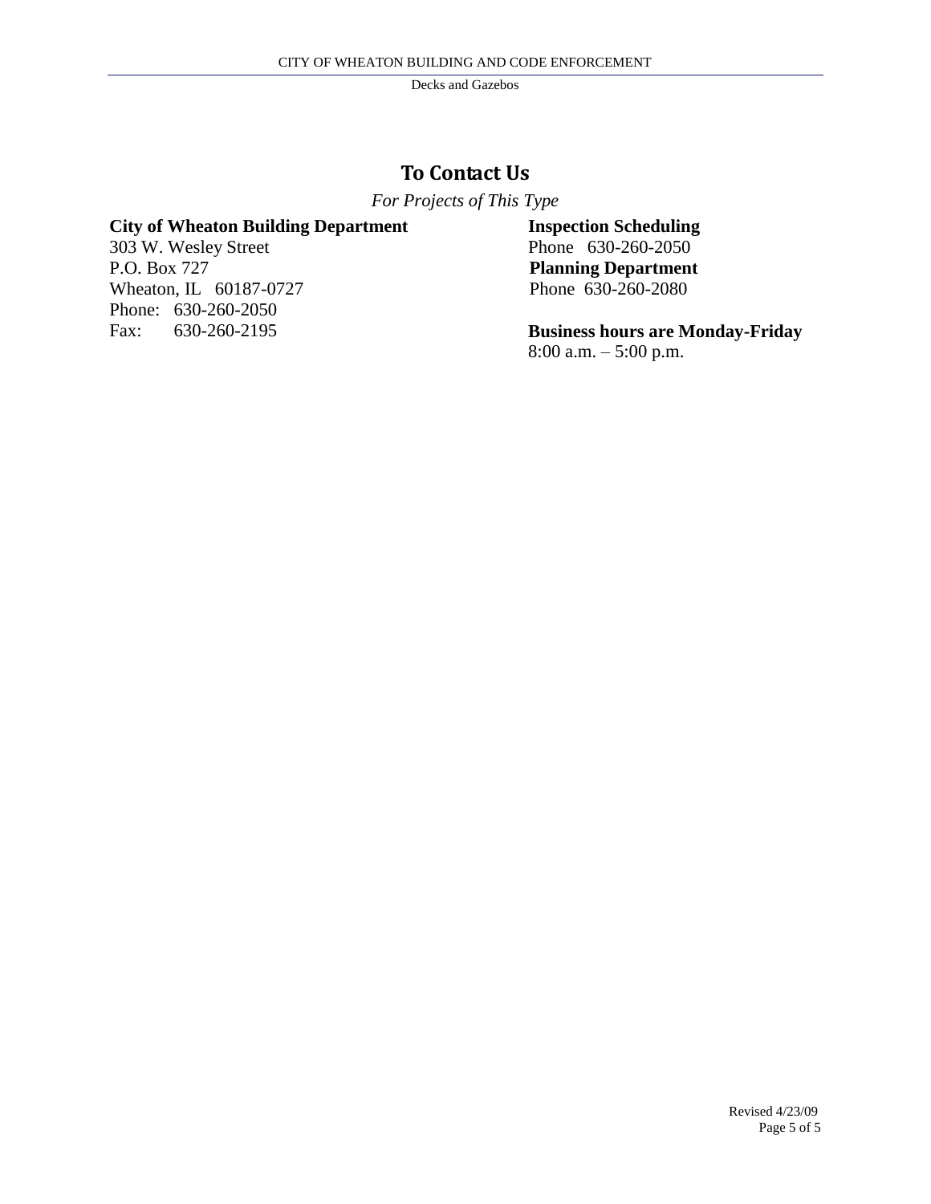## To Contact Us

*For Projects of This Type*

**City of Wheaton Building Department**
303 W. Wesley Street
P.O. Box 727
Wheaton, IL 60187-0727
Phone: 630-260-2050
Fax: 630-260-2195

**Inspection Scheduling**
Phone 630-260-2050

**Planning Department**
Phone 630-260-2080

**Business hours are Monday-Friday**
8:00 a.m. – 5:00 p.m.

Revised 4/23/09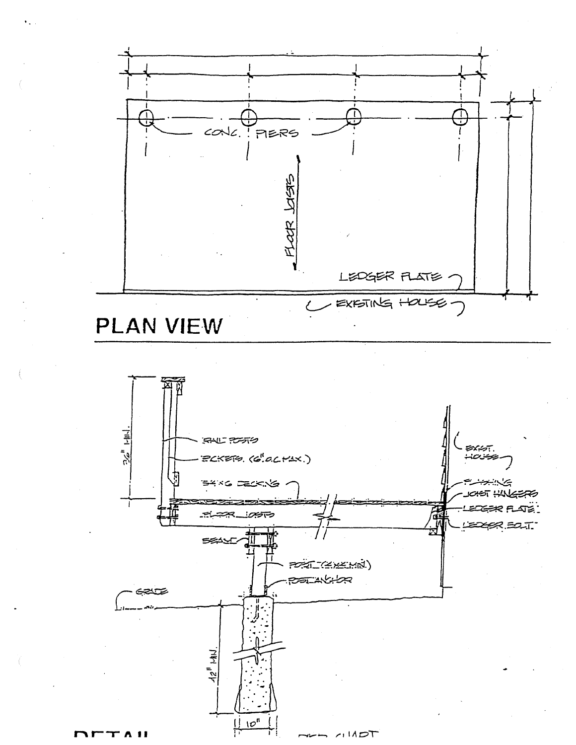CONC. PIERS

FLOOR JOISTS

LEDGER PLATE

EXISTING HOUSE

## PLAN VIEW

36" MIN.

RAIL POSTS

PICKETS (6" O.C. MAX.)

2x6 DECKING

FLOOR JOISTS

BEAM

POST (4x4 MIN.)

POST ANCHOR

GRADE

12" MIN.

10"

EXIST. HOUSE

FLASHING

JOIST HANGERS

LEDGER PLATE

LEDGER BOLT

DETAIL

PIER CHART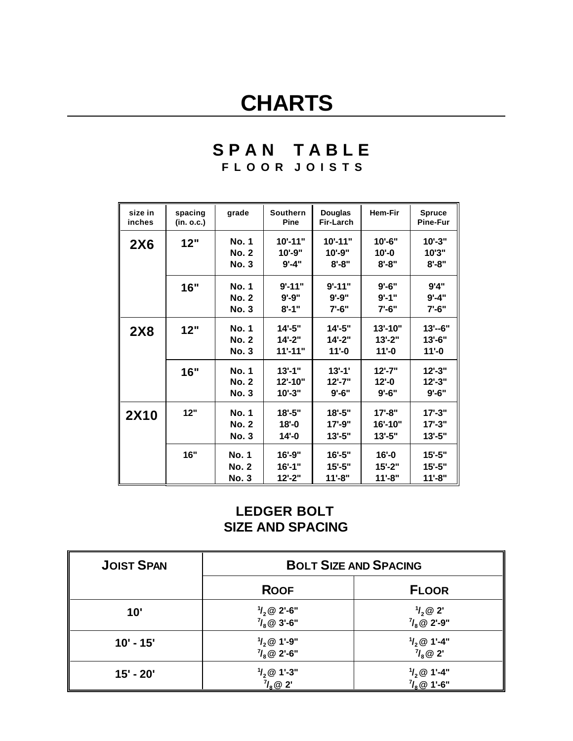# CHARTS

## SPAN TABLE

### FLOOR JOISTS

| size in inches | spacing (in. o.c.) | grade | Southern Pine | Douglas Fir-Larch | Hem-Fir | Spruce Pine-Fur |
|---|---|---|---|---|---|---|
| **2X6** | **12"** | No. 1 | 10'-11" | 10'-11" | 10'-6" | 10'-3" |
| | | No. 2 | 10'-9" | 10'-9" | 10'-0 | 10'3" |
| | | No. 3 | 9'-4" | 8'-8" | 8'-8" | 8'-8" |
| | **16"** | No. 1 | 9'-11" | 9'-11" | 9'-6" | 9'4" |
| | | No. 2 | 9'-9" | 9'-9" | 9'-1" | 9'-4" |
| | | No. 3 | 8'-1" | 7'-6" | 7'-6" | 7'-6" |
| **2X8** | **12"** | No. 1 | 14'-5" | 14'-5" | 13'-10" | 13'--6" |
| | | No. 2 | 14'-2" | 14'-2" | 13'-2" | 13'-6" |
| | | No. 3 | 11'-11" | 11'-0 | 11'-0 | 11'-0 |
| | **16"** | No. 1 | 13'-1" | 13'-1' | 12'-7" | 12'-3" |
| | | No. 2 | 12'-10" | 12'-7" | 12'-0 | 12'-3" |
| | | No. 3 | 10'-3" | 9'-6" | 9'-6" | 9'-6" |
| **2X10** | **12"** | No. 1 | 18'-5" | 18'-5" | 17'-8" | 17'-3" |
| | | No. 2 | 18'-0 | 17'-9" | 16'-10" | 17'-3" |
| | | No. 3 | 14'-0 | 13'-5" | 13'-5" | 13'-5" |
| | **16"** | No. 1 | 16'-9" | 16'-5" | 16'-0 | 15'-5" |
| | | No. 2 | 16'-1" | 15'-5" | 15'-2" | 15'-5" |
| | | No. 3 | 12'-2" | 11'-8" | 11'-8" | 11'-8" |

## LEDGER BOLT SIZE AND SPACING

| JOIST SPAN | BOLT SIZE AND SPACING | |
|---|---|---|
| | ROOF | FLOOR |
| 10' | $^1/_2$ @ 2'-6"<br>$^7/_8$ @ 3'-6" | $^1/_2$ @ 2'<br>$^7/_8$ @ 2'-9" |
| 10' - 15' | $^1/_2$ @ 1'-9"<br>$^7/_8$ @ 2'-6" | $^1/_2$ @ 1'-4"<br>$^7/_8$ @ 2' |
| 15' - 20' | $^1/_2$ @ 1'-3"<br>$^7/_8$ @ 2' | $^1/_2$ @ 1'-4"<br>$^7/_8$ @ 1'-6" |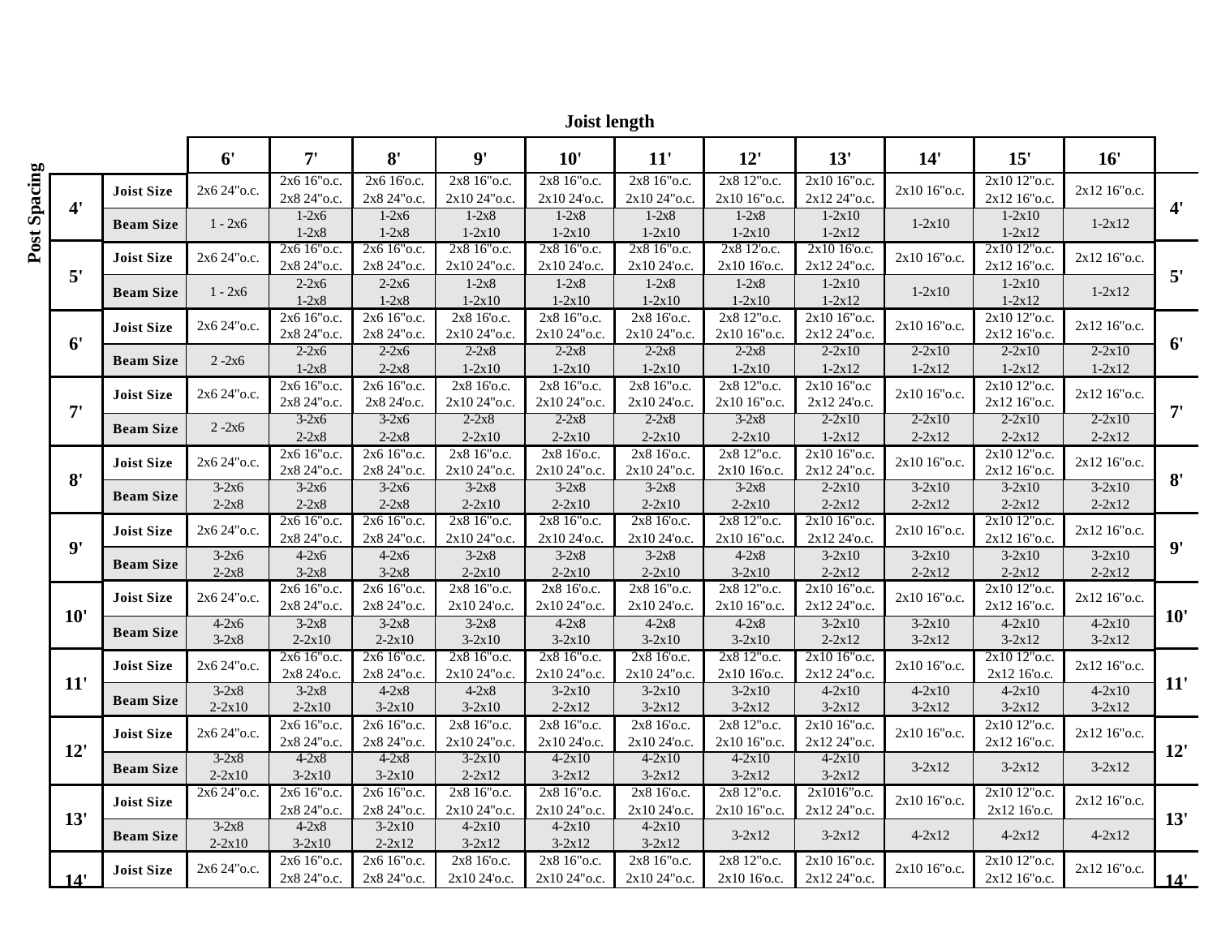**Joist length**

| Post Spacing | | 6' | 7' | 8' | 9' | 10' | 11' | 12' | 13' | 14' | 15' | 16' | |
|---|---|---|---|---|---|---|---|---|---|---|---|---|---|
| 4' | **Joist Size** | 2x6 24"o.c. | 2x6 16"o.c.<br>2x8 24"o.c. | 2x6 16'o.c.<br>2x8 24"o.c. | 2x8 16"o.c.<br>2x10 24"o.c. | 2x8 16"o.c.<br>2x10 24'o.c. | 2x8 16"o.c.<br>2x10 24"o.c. | 2x8 12"o.c.<br>2x10 16"o.c. | 2x10 16"o.c.<br>2x12 24"o.c. | 2x10 16"o.c. | 2x10 12"o.c.<br>2x12 16"o.c. | 2x12 16"o.c. | 4' |
| | **Beam Size** | 1 - 2x6 | 1-2x6<br>1-2x8 | 1-2x6<br>1-2x8 | 1-2x8<br>1-2x10 | 1-2x8<br>1-2x10 | 1-2x8<br>1-2x10 | 1-2x8<br>1-2x10 | 1-2x10<br>1-2x12 | 1-2x10 | 1-2x10<br>1-2x12 | 1-2x12 | |
| 5' | **Joist Size** | 2x6 24"o.c. | 2x6 16"o.c.<br>2x8 24"o.c. | 2x6 16"o.c.<br>2x8 24"o.c. | 2x8 16"o.c.<br>2x10 24"o.c. | 2x8 16"o.c.<br>2x10 24'o.c. | 2x8 16"o.c.<br>2x10 24'o.c. | 2x8 12'o.c.<br>2x10 16'o.c. | 2x10 16'o.c.<br>2x12 24"o.c. | 2x10 16"o.c. | 2x10 12"o.c.<br>2x12 16"o.c. | 2x12 16"o.c. | 5' |
| | **Beam Size** | 1 - 2x6 | 2-2x6<br>1-2x8 | 2-2x6<br>1-2x8 | 1-2x8<br>1-2x10 | 1-2x8<br>1-2x10 | 1-2x8<br>1-2x10 | 1-2x8<br>1-2x10 | 1-2x10<br>1-2x12 | 1-2x10 | 1-2x10<br>1-2x12 | 1-2x12 | |
| 6' | **Joist Size** | 2x6 24"o.c. | 2x6 16"o.c.<br>2x8 24"o.c. | 2x6 16"o.c.<br>2x8 24"o.c. | 2x8 16'o.c.<br>2x10 24"o.c. | 2x8 16"o.c.<br>2x10 24"o.c. | 2x8 16'o.c.<br>2x10 24"o.c. | 2x8 12"o.c.<br>2x10 16"o.c. | 2x10 16"o.c.<br>2x12 24"o.c. | 2x10 16"o.c. | 2x10 12"o.c.<br>2x12 16"o.c. | 2x12 16"o.c. | 6' |
| | **Beam Size** | 2 -2x6 | 2-2x6<br>1-2x8 | 2-2x6<br>2-2x8 | 2-2x8<br>1-2x10 | 2-2x8<br>1-2x10 | 2-2x8<br>1-2x10 | 2-2x8<br>1-2x10 | 2-2x10<br>1-2x12 | 2-2x10<br>1-2x12 | 2-2x10<br>1-2x12 | 2-2x10<br>1-2x12 | |
| 7' | **Joist Size** | 2x6 24"o.c. | 2x6 16"o.c.<br>2x8 24"o.c. | 2x6 16"o.c.<br>2x8 24'o.c. | 2x8 16'o.c.<br>2x10 24"o.c. | 2x8 16"o.c.<br>2x10 24"o.c. | 2x8 16"o.c.<br>2x10 24'o.c. | 2x8 12"o.c.<br>2x10 16"o.c. | 2x10 16"o.c<br>2x12 24'o.c. | 2x10 16"o.c. | 2x10 12"o.c.<br>2x12 16"o.c. | 2x12 16"o.c. | 7' |
| | **Beam Size** | 2 -2x6 | 3-2x6<br>2-2x8 | 3-2x6<br>2-2x8 | 2-2x8<br>2-2x10 | 2-2x8<br>2-2x10 | 2-2x8<br>2-2x10 | 3-2x8<br>2-2x10 | 2-2x10<br>1-2x12 | 2-2x10<br>2-2x12 | 2-2x10<br>2-2x12 | 2-2x10<br>2-2x12 | |
| 8' | **Joist Size** | 2x6 24"o.c. | 2x6 16"o.c.<br>2x8 24"o.c. | 2x6 16"o.c.<br>2x8 24"o.c. | 2x8 16"o.c.<br>2x10 24"o.c. | 2x8 16'o.c.<br>2x10 24"o.c. | 2x8 16'o.c.<br>2x10 24"o.c. | 2x8 12"o.c.<br>2x10 16'o.c. | 2x10 16"o.c.<br>2x12 24"o.c. | 2x10 16"o.c. | 2x10 12"o.c.<br>2x12 16"o.c. | 2x12 16"o.c. | 8' |
| | **Beam Size** | 3-2x6<br>2-2x8 | 3-2x6<br>2-2x8 | 3-2x6<br>2-2x8 | 3-2x8<br>2-2x10 | 3-2x8<br>2-2x10 | 3-2x8<br>2-2x10 | 3-2x8<br>2-2x10 | 2-2x10<br>2-2x12 | 3-2x10<br>2-2x12 | 3-2x10<br>2-2x12 | 3-2x10<br>2-2x12 | |
| 9' | **Joist Size** | 2x6 24"o.c. | 2x6 16"o.c.<br>2x8 24"o.c. | 2x6 16"o.c.<br>2x8 24"o.c. | 2x8 16"o.c.<br>2x10 24"o.c. | 2x8 16"o.c.<br>2x10 24'o.c. | 2x8 16'o.c.<br>2x10 24'o.c. | 2x8 12"o.c.<br>2x10 16"o.c. | 2x10 16"o.c.<br>2x12 24'o.c. | 2x10 16"o.c. | 2x10 12"o.c.<br>2x12 16"o.c. | 2x12 16"o.c. | 9' |
| | **Beam Size** | 3-2x6<br>2-2x8 | 4-2x6<br>3-2x8 | 4-2x6<br>3-2x8 | 3-2x8<br>2-2x10 | 3-2x8<br>2-2x10 | 3-2x8<br>2-2x10 | 4-2x8<br>3-2x10 | 3-2x10<br>2-2x12 | 3-2x10<br>2-2x12 | 3-2x10<br>2-2x12 | 3-2x10<br>2-2x12 | |
| 10' | **Joist Size** | 2x6 24"o.c. | 2x6 16"o.c.<br>2x8 24"o.c. | 2x6 16"o.c.<br>2x8 24"o.c. | 2x8 16"o.c.<br>2x10 24'o.c. | 2x8 16'o.c.<br>2x10 24"o.c. | 2x8 16"o.c.<br>2x10 24'o.c. | 2x8 12"o.c.<br>2x10 16"o.c. | 2x10 16"o.c.<br>2x12 24"o.c. | 2x10 16"o.c. | 2x10 12"o.c.<br>2x12 16"o.c. | 2x12 16"o.c. | 10' |
| | **Beam Size** | 4-2x6<br>3-2x8 | 3-2x8<br>2-2x10 | 3-2x8<br>2-2x10 | 3-2x8<br>3-2x10 | 4-2x8<br>3-2x10 | 4-2x8<br>3-2x10 | 4-2x8<br>3-2x10 | 3-2x10<br>2-2x12 | 3-2x10<br>3-2x12 | 4-2x10<br>3-2x12 | 4-2x10<br>3-2x12 | |
| 11' | **Joist Size** | 2x6 24"o.c. | 2x6 16"o.c.<br>2x8 24'o.c. | 2x6 16"o.c.<br>2x8 24"o.c. | 2x8 16"o.c.<br>2x10 24"o.c. | 2x8 16"o.c.<br>2x10 24"o.c. | 2x8 16'o.c.<br>2x10 24"o.c. | 2x8 12"o.c.<br>2x10 16'o.c. | 2x10 16"o.c.<br>2x12 24"o.c. | 2x10 16"o.c. | 2x10 12"o.c.<br>2x12 16'o.c. | 2x12 16"o.c. | 11' |
| | **Beam Size** | 3-2x8<br>2-2x10 | 3-2x8<br>2-2x10 | 4-2x8<br>3-2x10 | 4-2x8<br>3-2x10 | 3-2x10<br>2-2x12 | 3-2x10<br>3-2x12 | 3-2x10<br>3-2x12 | 4-2x10<br>3-2x12 | 4-2x10<br>3-2x12 | 4-2x10<br>3-2x12 | 4-2x10<br>3-2x12 | |
| 12' | **Joist Size** | 2x6 24"o.c. | 2x6 16"o.c.<br>2x8 24"o.c. | 2x6 16"o.c.<br>2x8 24"o.c. | 2x8 16"o.c.<br>2x10 24"o.c. | 2x8 16"o.c.<br>2x10 24'o.c. | 2x8 16'o.c.<br>2x10 24'o.c. | 2x8 12"o.c.<br>2x10 16"o.c. | 2x10 16"o.c.<br>2x12 24"o.c. | 2x10 16"o.c. | 2x10 12"o.c.<br>2x12 16"o.c. | 2x12 16"o.c. | 12' |
| | **Beam Size** | 3-2x8<br>2-2x10 | 4-2x8<br>3-2x10 | 4-2x8<br>3-2x10 | 3-2x10<br>2-2x12 | 4-2x10<br>3-2x12 | 4-2x10<br>3-2x12 | 4-2x10<br>3-2x12 | 4-2x10<br>3-2x12 | 3-2x12 | 3-2x12 | 3-2x12 | |
| 13' | **Joist Size** | 2x6 24"o.c. | 2x6 16"o.c.<br>2x8 24"o.c. | 2x6 16"o.c.<br>2x8 24"o.c. | 2x8 16"o.c.<br>2x10 24"o.c. | 2x8 16"o.c.<br>2x10 24"o.c. | 2x8 16'o.c.<br>2x10 24'o.c. | 2x8 12"o.c.<br>2x10 16"o.c. | 2x1016"o.c.<br>2x12 24"o.c. | 2x10 16"o.c. | 2x10 12"o.c.<br>2x12 16'o.c. | 2x12 16"o.c. | 13' |
| | **Beam Size** | 3-2x8<br>2-2x10 | 4-2x8<br>3-2x10 | 3-2x10<br>2-2x12 | 4-2x10<br>3-2x12 | 4-2x10<br>3-2x12 | 4-2x10<br>3-2x12 | 3-2x12 | 3-2x12 | 4-2x12 | 4-2x12 | 4-2x12 | |
| 14' | **Joist Size** | 2x6 24"o.c. | 2x6 16"o.c.<br>2x8 24"o.c. | 2x6 16"o.c.<br>2x8 24"o.c. | 2x8 16'o.c.<br>2x10 24'o.c. | 2x8 16"o.c.<br>2x10 24"o.c. | 2x8 16"o.c.<br>2x10 24"o.c. | 2x8 12"o.c.<br>2x10 16'o.c. | 2x10 16"o.c.<br>2x12 24"o.c. | 2x10 16"o.c. | 2x10 12"o.c.<br>2x12 16"o.c. | 2x12 16"o.c. | 14' |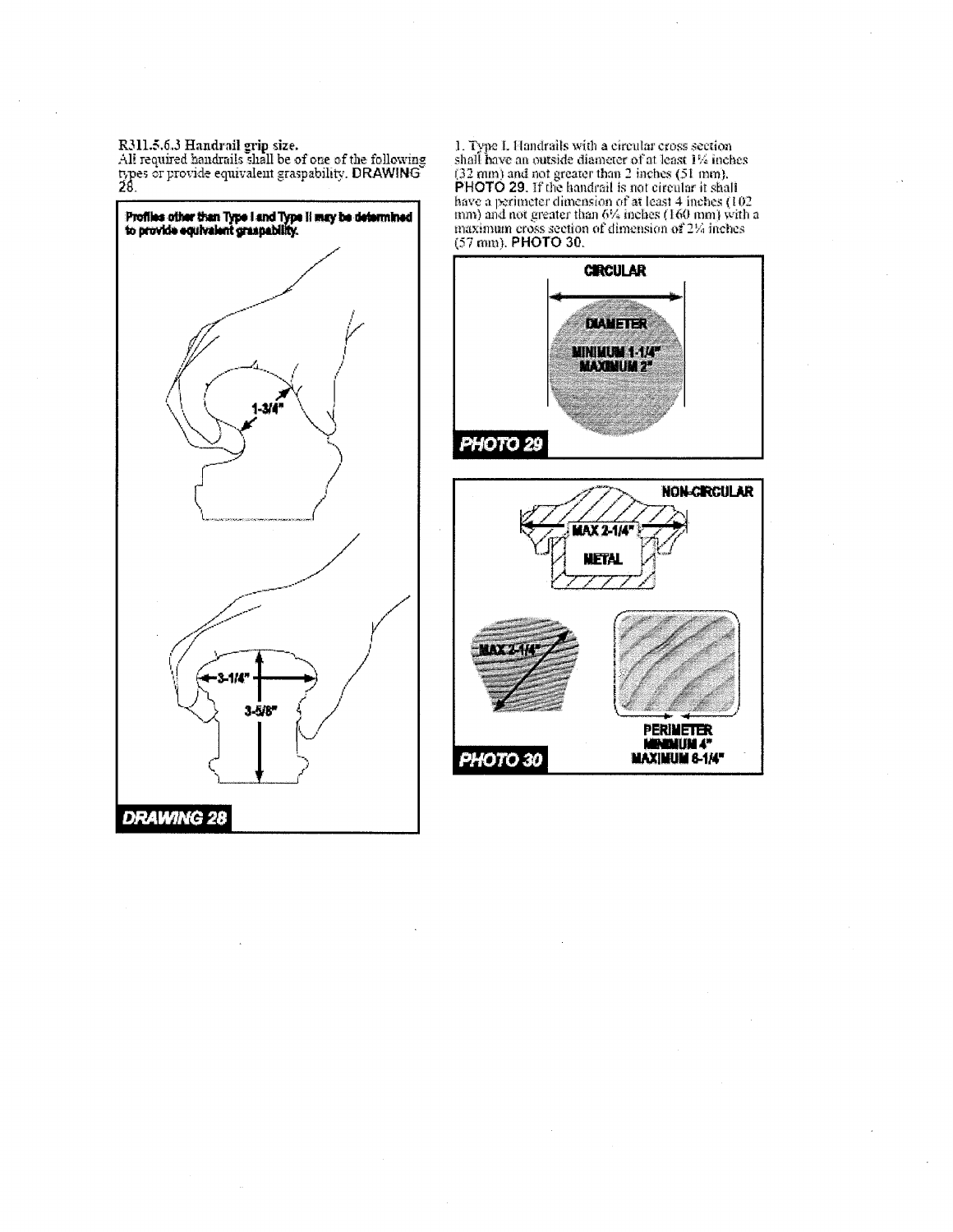### R311.5.6.3 Handrail grip size.

All required handrails shall be of one of the following types or provide equivalent graspability. DRAWING 28.

**Profiles other than Type I and Type II may be determined to provide equivalent graspability.**

1-3/4"

3-1/4"

3-5/8"

DRAWING 28

1. Type I. Handrails with a circular cross section shall have an outside diameter of at least 1¼ inches (32 mm) and not greater than 2 inches (51 mm). PHOTO 29. If the handrail is not circular it shall have a perimeter dimension of at least 4 inches (102 mm) and not greater than 6¼ inches (160 mm) with a maximum cross section of dimension of 2¼ inches (57 mm). PHOTO 30.

CIRCULAR

DIAMETER MINIMUM 1-1/4" MAXIMUM 2"

PHOTO 29

NON-CIRCULAR

MAX 2-1/4"

METAL

MAX 2-1/4"

PERIMETER MINIMUM 4" MAXIMUM 6-1/4"

PHOTO 30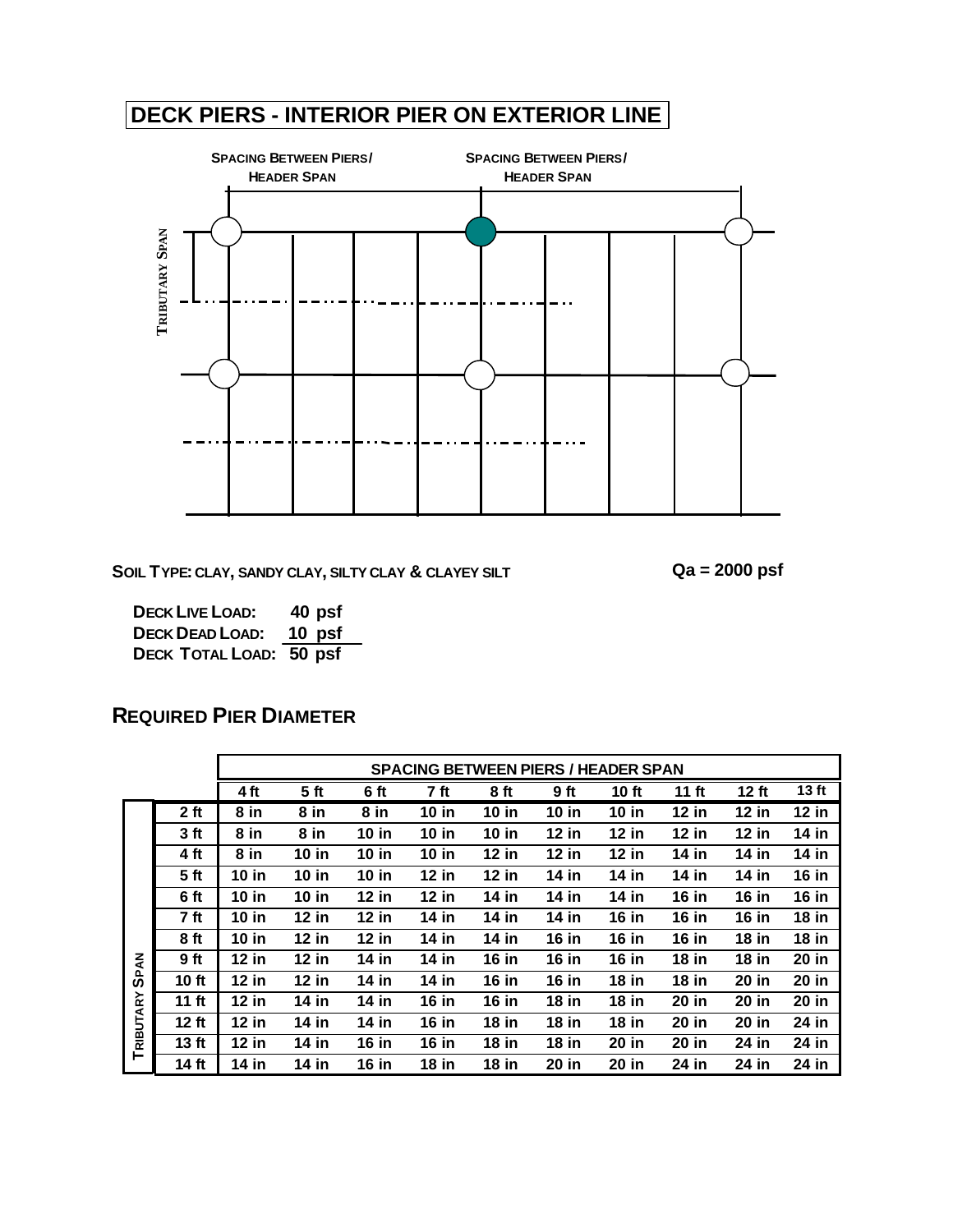# DECK PIERS - INTERIOR PIER ON EXTERIOR LINE

SPACING BETWEEN PIERS/ HEADER SPAN

SPACING BETWEEN PIERS/ HEADER SPAN

TRIBUTARY SPAN

**SOIL TYPE: CLAY, SANDY CLAY, SILTY CLAY & CLAYEY SILT** **Qa = 2000 psf**

**DECK LIVE LOAD: 40 psf**
**DECK DEAD LOAD: 10 psf**
**DECK TOTAL LOAD: 50 psf**

## REQUIRED PIER DIAMETER

| | | SPACING BETWEEN PIERS / HEADER SPAN | | | | | | | | | |
|---|---|---|---|---|---|---|---|---|---|---|---|
| | | 4 ft | 5 ft | 6 ft | 7 ft | 8 ft | 9 ft | 10 ft | 11 ft | 12 ft | 13 ft |
| TRIBUTARY SPAN | 2 ft | 8 in | 8 in | 8 in | 10 in | 10 in | 10 in | 10 in | 12 in | 12 in | 12 in |
| | 3 ft | 8 in | 8 in | 10 in | 10 in | 10 in | 12 in | 12 in | 12 in | 12 in | 14 in |
| | 4 ft | 8 in | 10 in | 10 in | 10 in | 12 in | 12 in | 12 in | 14 in | 14 in | 14 in |
| | 5 ft | 10 in | 10 in | 10 in | 12 in | 12 in | 14 in | 14 in | 14 in | 14 in | 16 in |
| | 6 ft | 10 in | 10 in | 12 in | 12 in | 14 in | 14 in | 14 in | 16 in | 16 in | 16 in |
| | 7 ft | 10 in | 12 in | 12 in | 14 in | 14 in | 14 in | 16 in | 16 in | 16 in | 18 in |
| | 8 ft | 10 in | 12 in | 12 in | 14 in | 14 in | 16 in | 16 in | 16 in | 18 in | 18 in |
| | 9 ft | 12 in | 12 in | 14 in | 14 in | 16 in | 16 in | 16 in | 18 in | 18 in | 20 in |
| | 10 ft | 12 in | 12 in | 14 in | 14 in | 16 in | 16 in | 18 in | 18 in | 20 in | 20 in |
| | 11 ft | 12 in | 14 in | 14 in | 16 in | 16 in | 18 in | 18 in | 20 in | 20 in | 20 in |
| | 12 ft | 12 in | 14 in | 14 in | 16 in | 18 in | 18 in | 18 in | 20 in | 20 in | 24 in |
| | 13 ft | 12 in | 14 in | 16 in | 16 in | 18 in | 18 in | 20 in | 20 in | 24 in | 24 in |
| | 14 ft | 14 in | 14 in | 16 in | 18 in | 18 in | 20 in | 20 in | 24 in | 24 in | 24 in |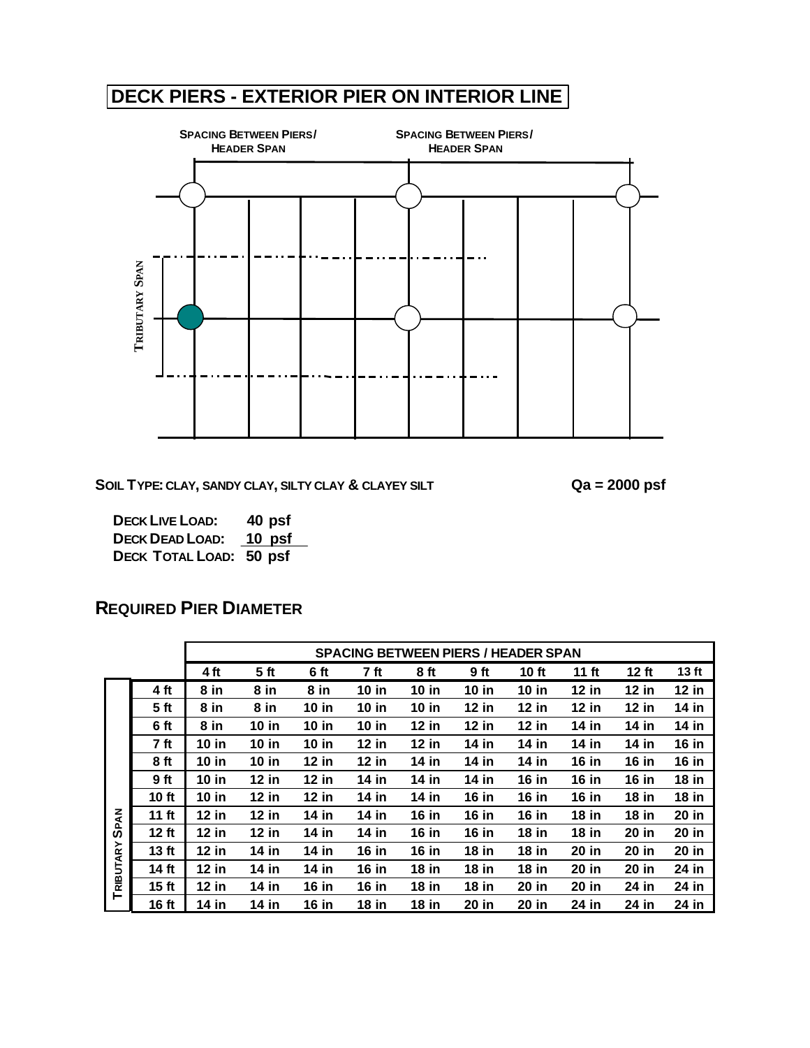# DECK PIERS - EXTERIOR PIER ON INTERIOR LINE

SPACING BETWEEN PIERS/ HEADER SPAN

SPACING BETWEEN PIERS/ HEADER SPAN

TRIBUTARY SPAN

**SOIL TYPE: CLAY, SANDY CLAY, SILTY CLAY & CLAYEY SILT** **Qa = 2000 psf**

**DECK LIVE LOAD: 40 psf**
**DECK DEAD LOAD: 10 psf**
**DECK TOTAL LOAD: 50 psf**

## REQUIRED PIER DIAMETER

| | | SPACING BETWEEN PIERS / HEADER SPAN | | | | | | | | | |
|---|---|---|---|---|---|---|---|---|---|---|---|
| | | 4 ft | 5 ft | 6 ft | 7 ft | 8 ft | 9 ft | 10 ft | 11 ft | 12 ft | 13 ft |
| TRIBUTARY SPAN | 4 ft | 8 in | 8 in | 8 in | 10 in | 10 in | 10 in | 10 in | 12 in | 12 in | 12 in |
| | 5 ft | 8 in | 8 in | 10 in | 10 in | 10 in | 12 in | 12 in | 12 in | 12 in | 14 in |
| | 6 ft | 8 in | 10 in | 10 in | 10 in | 12 in | 12 in | 12 in | 14 in | 14 in | 14 in |
| | 7 ft | 10 in | 10 in | 10 in | 12 in | 12 in | 14 in | 14 in | 14 in | 14 in | 16 in |
| | 8 ft | 10 in | 10 in | 12 in | 12 in | 14 in | 14 in | 14 in | 16 in | 16 in | 16 in |
| | 9 ft | 10 in | 12 in | 12 in | 14 in | 14 in | 14 in | 16 in | 16 in | 16 in | 18 in |
| | 10 ft | 10 in | 12 in | 12 in | 14 in | 14 in | 16 in | 16 in | 16 in | 18 in | 18 in |
| | 11 ft | 12 in | 12 in | 14 in | 14 in | 16 in | 16 in | 16 in | 18 in | 18 in | 20 in |
| | 12 ft | 12 in | 12 in | 14 in | 14 in | 16 in | 16 in | 18 in | 18 in | 20 in | 20 in |
| | 13 ft | 12 in | 14 in | 14 in | 16 in | 16 in | 18 in | 18 in | 20 in | 20 in | 20 in |
| | 14 ft | 12 in | 14 in | 14 in | 16 in | 18 in | 18 in | 18 in | 20 in | 20 in | 24 in |
| | 15 ft | 12 in | 14 in | 16 in | 16 in | 18 in | 18 in | 20 in | 20 in | 24 in | 24 in |
| | 16 ft | 14 in | 14 in | 16 in | 18 in | 18 in | 20 in | 20 in | 24 in | 24 in | 24 in |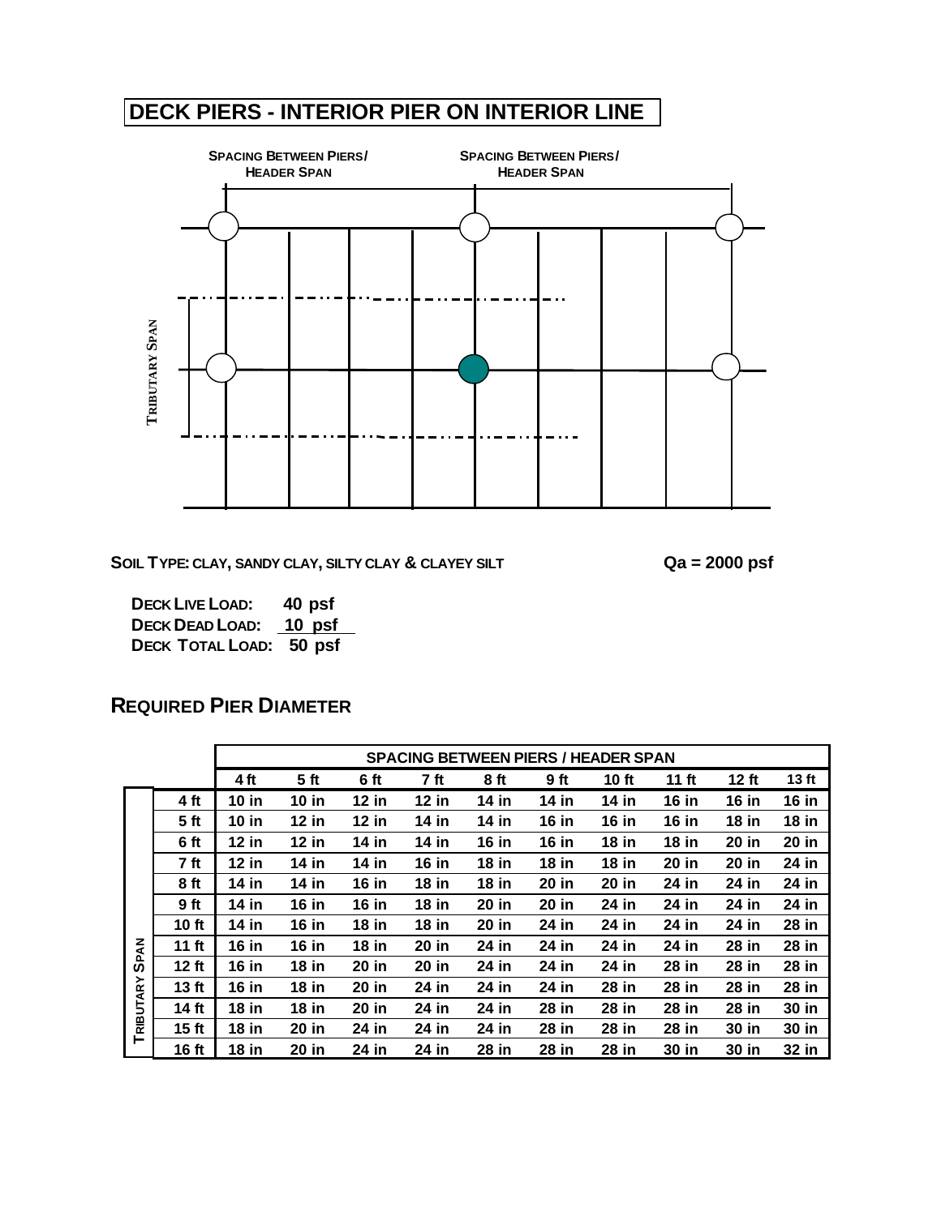# DECK PIERS - INTERIOR PIER ON INTERIOR LINE

SPACING BETWEEN PIERS/ HEADER SPAN

SPACING BETWEEN PIERS/ HEADER SPAN

TRIBUTARY SPAN

**SOIL TYPE: CLAY, SANDY CLAY, SILTY CLAY & CLAYEY SILT** **Qa = 2000 psf**

**DECK LIVE LOAD:** **40 psf**
**DECK DEAD LOAD:** **10 psf**
**DECK TOTAL LOAD:** **50 psf**

## REQUIRED PIER DIAMETER

| | | SPACING BETWEEN PIERS / HEADER SPAN | | | | | | | | | |
|---|---|---|---|---|---|---|---|---|---|---|---|
| | | 4 ft | 5 ft | 6 ft | 7 ft | 8 ft | 9 ft | 10 ft | 11 ft | 12 ft | 13 ft |
| TRIBUTARY SPAN | 4 ft | 10 in | 10 in | 12 in | 12 in | 14 in | 14 in | 14 in | 16 in | 16 in | 16 in |
| | 5 ft | 10 in | 12 in | 12 in | 14 in | 14 in | 16 in | 16 in | 16 in | 18 in | 18 in |
| | 6 ft | 12 in | 12 in | 14 in | 14 in | 16 in | 16 in | 18 in | 18 in | 20 in | 20 in |
| | 7 ft | 12 in | 14 in | 14 in | 16 in | 18 in | 18 in | 18 in | 20 in | 20 in | 24 in |
| | 8 ft | 14 in | 14 in | 16 in | 18 in | 18 in | 20 in | 20 in | 24 in | 24 in | 24 in |
| | 9 ft | 14 in | 16 in | 16 in | 18 in | 20 in | 20 in | 24 in | 24 in | 24 in | 24 in |
| | 10 ft | 14 in | 16 in | 18 in | 18 in | 20 in | 24 in | 24 in | 24 in | 24 in | 28 in |
| | 11 ft | 16 in | 16 in | 18 in | 20 in | 24 in | 24 in | 24 in | 24 in | 28 in | 28 in |
| | 12 ft | 16 in | 18 in | 20 in | 20 in | 24 in | 24 in | 24 in | 28 in | 28 in | 28 in |
| | 13 ft | 16 in | 18 in | 20 in | 24 in | 24 in | 24 in | 28 in | 28 in | 28 in | 28 in |
| | 14 ft | 18 in | 18 in | 20 in | 24 in | 24 in | 28 in | 28 in | 28 in | 28 in | 30 in |
| | 15 ft | 18 in | 20 in | 24 in | 24 in | 24 in | 28 in | 28 in | 28 in | 30 in | 30 in |
| | 16 ft | 18 in | 20 in | 24 in | 24 in | 28 in | 28 in | 28 in | 30 in | 30 in | 32 in |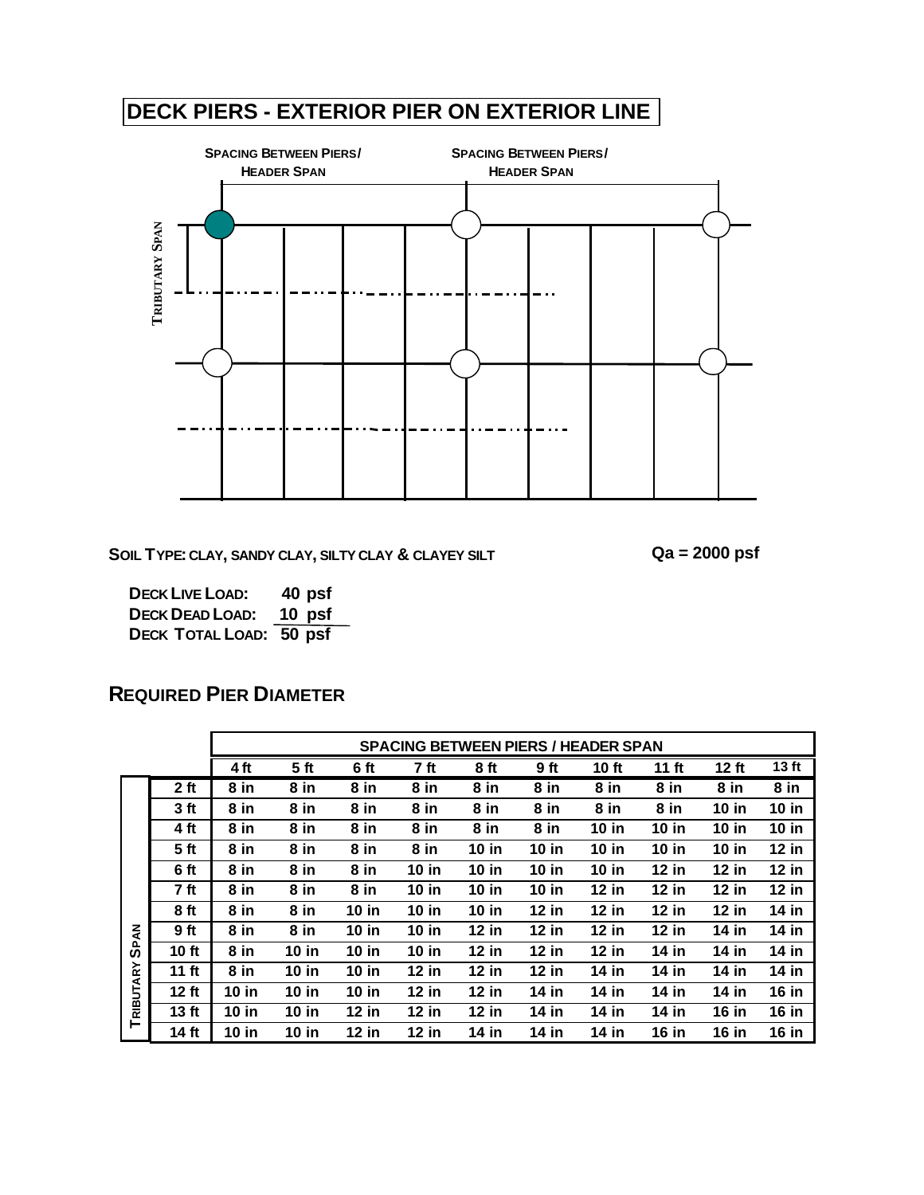# DECK PIERS - EXTERIOR PIER ON EXTERIOR LINE

SPACING BETWEEN PIERS/
HEADER SPAN

SPACING BETWEEN PIERS/
HEADER SPAN

TRIBUTARY SPAN

**SOIL TYPE: CLAY, SANDY CLAY, SILTY CLAY & CLAYEY SILT** **Qa = 2000 psf**

**DECK LIVE LOAD: 40 psf**
**DECK DEAD LOAD: 10 psf**
**DECK TOTAL LOAD: 50 psf**

## REQUIRED PIER DIAMETER

| | | SPACING BETWEEN PIERS / HEADER SPAN | | | | | | | | | |
|---|---|---|---|---|---|---|---|---|---|---|---|
| | | 4 ft | 5 ft | 6 ft | 7 ft | 8 ft | 9 ft | 10 ft | 11 ft | 12 ft | 13 ft |
| TRIBUTARY SPAN | 2 ft | 8 in | 8 in | 8 in | 8 in | 8 in | 8 in | 8 in | 8 in | 8 in | 8 in |
| | 3 ft | 8 in | 8 in | 8 in | 8 in | 8 in | 8 in | 8 in | 8 in | 10 in | 10 in |
| | 4 ft | 8 in | 8 in | 8 in | 8 in | 8 in | 8 in | 10 in | 10 in | 10 in | 10 in |
| | 5 ft | 8 in | 8 in | 8 in | 8 in | 10 in | 10 in | 10 in | 10 in | 10 in | 12 in |
| | 6 ft | 8 in | 8 in | 8 in | 10 in | 10 in | 10 in | 10 in | 12 in | 12 in | 12 in |
| | 7 ft | 8 in | 8 in | 8 in | 10 in | 10 in | 10 in | 12 in | 12 in | 12 in | 12 in |
| | 8 ft | 8 in | 8 in | 10 in | 10 in | 10 in | 12 in | 12 in | 12 in | 12 in | 14 in |
| | 9 ft | 8 in | 8 in | 10 in | 10 in | 12 in | 12 in | 12 in | 12 in | 14 in | 14 in |
| | 10 ft | 8 in | 10 in | 10 in | 10 in | 12 in | 12 in | 12 in | 14 in | 14 in | 14 in |
| | 11 ft | 8 in | 10 in | 10 in | 12 in | 12 in | 12 in | 14 in | 14 in | 14 in | 14 in |
| | 12 ft | 10 in | 10 in | 10 in | 12 in | 12 in | 14 in | 14 in | 14 in | 14 in | 16 in |
| | 13 ft | 10 in | 10 in | 12 in | 12 in | 12 in | 14 in | 14 in | 14 in | 16 in | 16 in |
| | 14 ft | 10 in | 10 in | 12 in | 12 in | 14 in | 14 in | 14 in | 16 in | 16 in | 16 in |